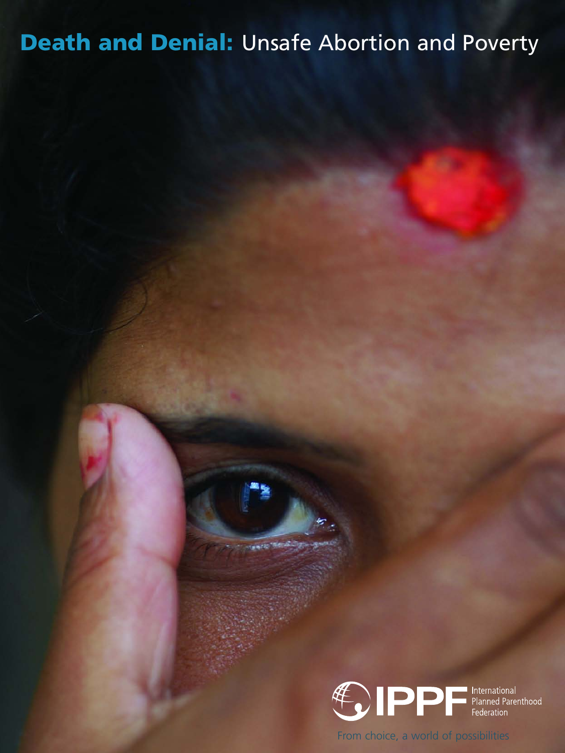# **Death and Denial:** Unsafe Abortion and Poverty

IPPF International Planned Parenthood Federation

From choice, a world of possibilities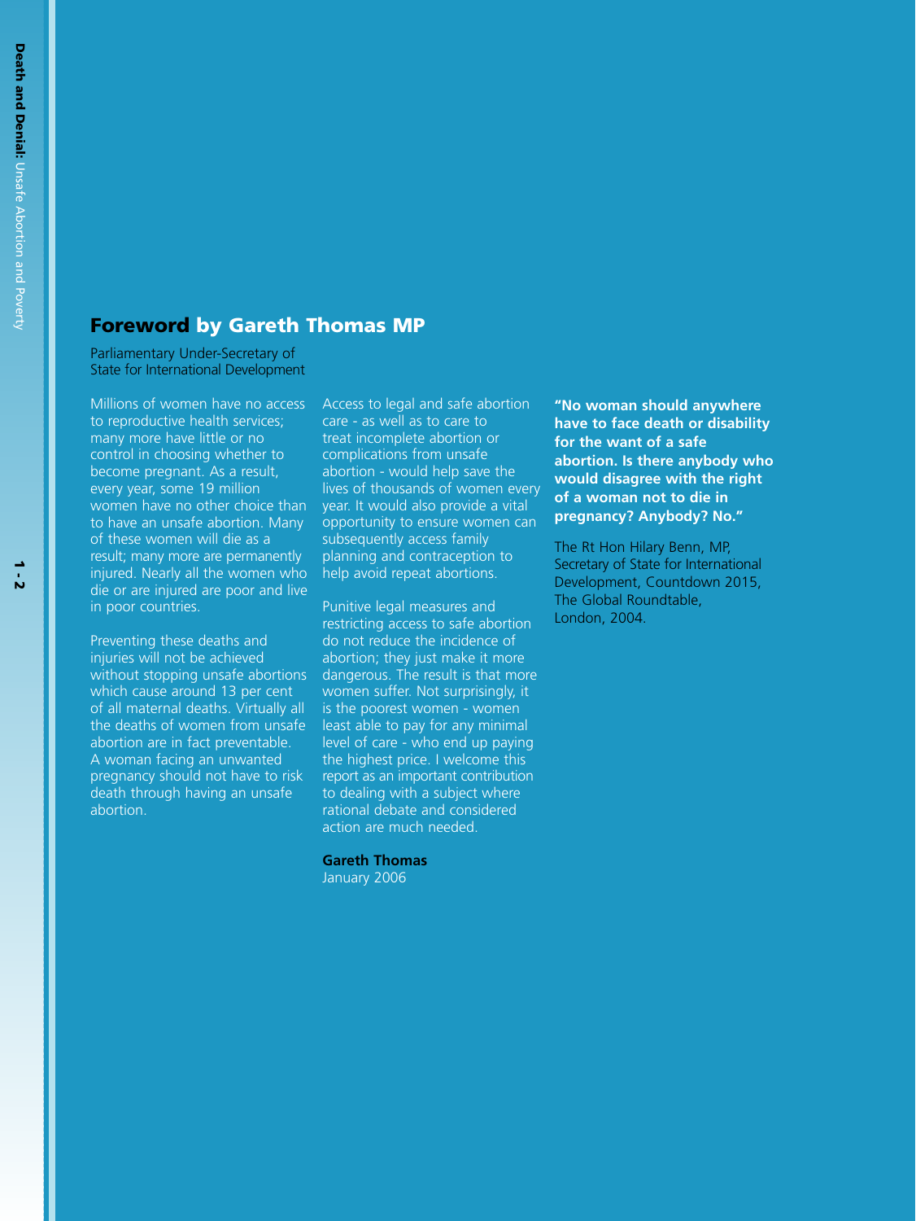## **Foreword** by Gareth Thomas MP

Parliamentary Under-Secretary of State for International Development

Millions of women have no access to reproductive health services; many more have little or no control in choosing whether to become pregnant. As a result, every year, some 19 million women have no other choice than to have an unsafe abortion. Many of these women will die as a result; many more are permanently injured. Nearly all the women who die or are injured are poor and live in poor countries.

Preventing these deaths and injuries will not be achieved without stopping unsafe abortions which cause around 13 per cent of all maternal deaths. Virtually all the deaths of women from unsafe abortion are in fact preventable. A woman facing an unwanted pregnancy should not have to risk death through having an unsafe abortion.

Access to legal and safe abortion care - as well as to care to treat incomplete abortion or complications from unsafe abortion - would help save the lives of thousands of women every year. It would also provide a vital opportunity to ensure women can subsequently access family planning and contraception to help avoid repeat abortions.

Punitive legal measures and restricting access to safe abortion do not reduce the incidence of abortion; they just make it more dangerous. The result is that more women suffer. Not surprisingly, it is the poorest women - women least able to pay for any minimal level of care - who end up paying the highest price. I welcome this report as an important contribution to dealing with a subject where rational debate and considered action are much needed.

**Gareth Thomas**
January 2006

**"No woman should anywhere have to face death or disability for the want of a safe abortion. Is there anybody who would disagree with the right of a woman not to die in pregnancy? Anybody? No."**

The Rt Hon Hilary Benn, MP, Secretary of State for International Development, Countdown 2015, The Global Roundtable, London, 2004.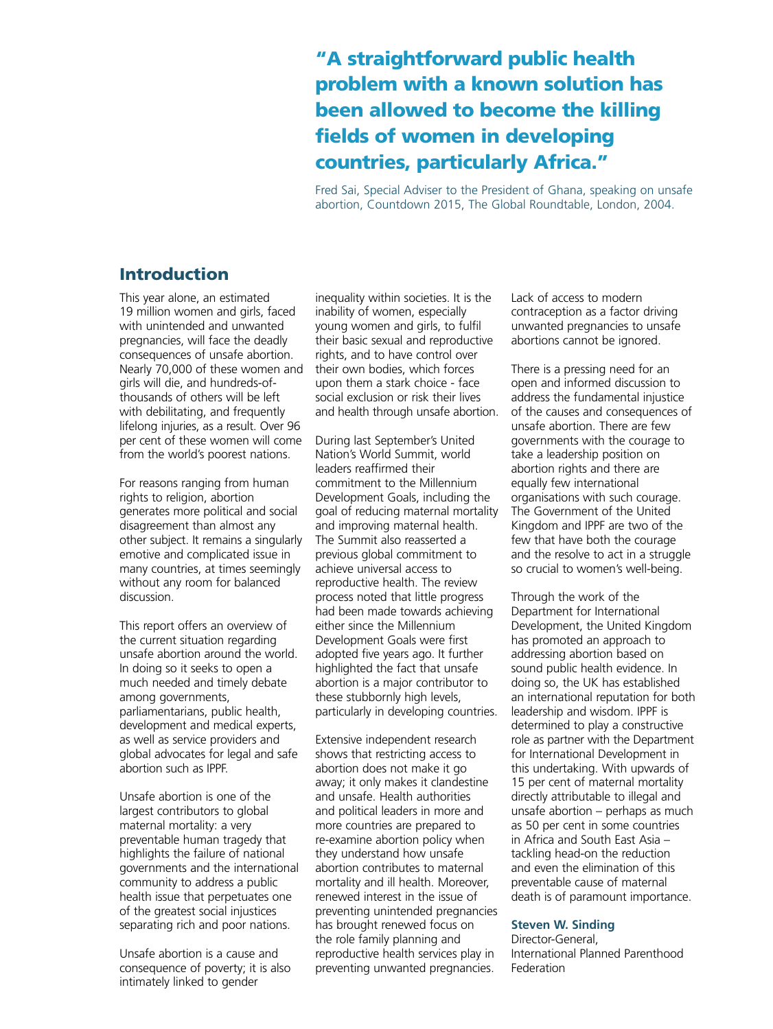> **"A straightforward public health problem with a known solution has been allowed to become the killing fields of women in developing countries, particularly Africa."**
>
> Fred Sai, Special Adviser to the President of Ghana, speaking on unsafe abortion, Countdown 2015, The Global Roundtable, London, 2004.

## Introduction

This year alone, an estimated 19 million women and girls, faced with unintended and unwanted pregnancies, will face the deadly consequences of unsafe abortion. Nearly 70,000 of these women and girls will die, and hundreds-of-thousands of others will be left with debilitating, and frequently lifelong injuries, as a result. Over 96 per cent of these women will come from the world's poorest nations.

For reasons ranging from human rights to religion, abortion generates more political and social disagreement than almost any other subject. It remains a singularly emotive and complicated issue in many countries, at times seemingly without any room for balanced discussion.

This report offers an overview of the current situation regarding unsafe abortion around the world. In doing so it seeks to open a much needed and timely debate among governments, parliamentarians, public health, development and medical experts, as well as service providers and global advocates for legal and safe abortion such as IPPF.

Unsafe abortion is one of the largest contributors to global maternal mortality: a very preventable human tragedy that highlights the failure of national governments and the international community to address a public health issue that perpetuates one of the greatest social injustices separating rich and poor nations.

Unsafe abortion is a cause and consequence of poverty; it is also intimately linked to gender inequality within societies. It is the inability of women, especially young women and girls, to fulfil their basic sexual and reproductive rights, and to have control over their own bodies, which forces upon them a stark choice - face social exclusion or risk their lives and health through unsafe abortion.

During last September's United Nation's World Summit, world leaders reaffirmed their commitment to the Millennium Development Goals, including the goal of reducing maternal mortality and improving maternal health. The Summit also reasserted a previous global commitment to achieve universal access to reproductive health. The review process noted that little progress had been made towards achieving either since the Millennium Development Goals were first adopted five years ago. It further highlighted the fact that unsafe abortion is a major contributor to these stubbornly high levels, particularly in developing countries.

Extensive independent research shows that restricting access to abortion does not make it go away; it only makes it clandestine and unsafe. Health authorities and political leaders in more and more countries are prepared to re-examine abortion policy when they understand how unsafe abortion contributes to maternal mortality and ill health. Moreover, renewed interest in the issue of preventing unintended pregnancies has brought renewed focus on the role family planning and reproductive health services play in preventing unwanted pregnancies. Lack of access to modern contraception as a factor driving unwanted pregnancies to unsafe abortions cannot be ignored.

There is a pressing need for an open and informed discussion to address the fundamental injustice of the causes and consequences of unsafe abortion. There are few governments with the courage to take a leadership position on abortion rights and there are equally few international organisations with such courage. The Government of the United Kingdom and IPPF are two of the few that have both the courage and the resolve to act in a struggle so crucial to women's well-being.

Through the work of the Department for International Development, the United Kingdom has promoted an approach to addressing abortion based on sound public health evidence. In doing so, the UK has established an international reputation for both leadership and wisdom. IPPF is determined to play a constructive role as partner with the Department for International Development in this undertaking. With upwards of 15 per cent of maternal mortality directly attributable to illegal and unsafe abortion – perhaps as much as 50 per cent in some countries in Africa and South East Asia – tackling head-on the reduction and even the elimination of this preventable cause of maternal death is of paramount importance.

**Steven W. Sinding**
Director-General,
International Planned Parenthood Federation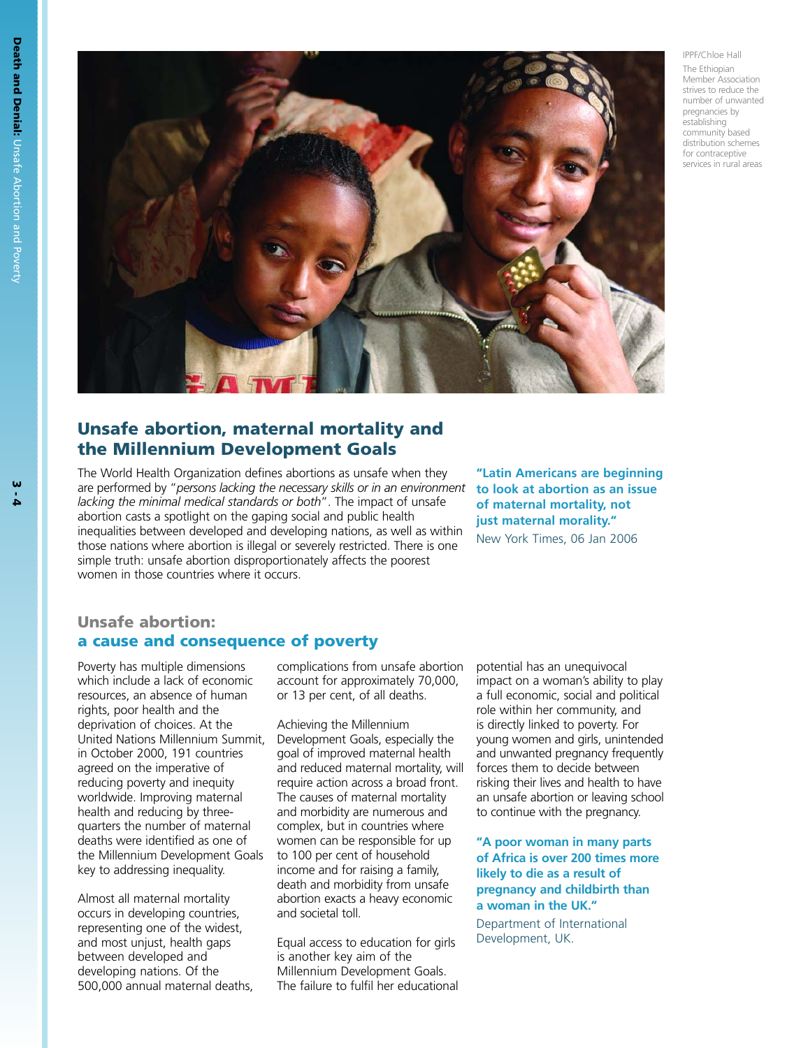IPPF/Chloe Hall

The Ethiopian Member Association strives to reduce the number of unwanted pregnancies by establishing community based distribution schemes for contraceptive services in rural areas

## Unsafe abortion, maternal mortality and the Millennium Development Goals

The World Health Organization defines abortions as unsafe when they are performed by "*persons lacking the necessary skills or in an environment lacking the minimal medical standards or both*". The impact of unsafe abortion casts a spotlight on the gaping social and public health inequalities between developed and developing nations, as well as within those nations where abortion is illegal or severely restricted. There is one simple truth: unsafe abortion disproportionately affects the poorest women in those countries where it occurs.

**"Latin Americans are beginning to look at abortion as an issue of maternal mortality, not just maternal morality."**
New York Times, 06 Jan 2006

## Unsafe abortion: a cause and consequence of poverty

Poverty has multiple dimensions which include a lack of economic resources, an absence of human rights, poor health and the deprivation of choices. At the United Nations Millennium Summit, in October 2000, 191 countries agreed on the imperative of reducing poverty and inequity worldwide. Improving maternal health and reducing by three-quarters the number of maternal deaths were identified as one of the Millennium Development Goals key to addressing inequality.

Almost all maternal mortality occurs in developing countries, representing one of the widest, and most unjust, health gaps between developed and developing nations. Of the 500,000 annual maternal deaths, complications from unsafe abortion account for approximately 70,000, or 13 per cent, of all deaths.

Achieving the Millennium Development Goals, especially the goal of improved maternal health and reduced maternal mortality, will require action across a broad front. The causes of maternal mortality and morbidity are numerous and complex, but in countries where women can be responsible for up to 100 per cent of household income and for raising a family, death and morbidity from unsafe abortion exacts a heavy economic and societal toll.

Equal access to education for girls is another key aim of the Millennium Development Goals. The failure to fulfil her educational potential has an unequivocal impact on a woman's ability to play a full economic, social and political role within her community, and is directly linked to poverty. For young women and girls, unintended and unwanted pregnancy frequently forces them to decide between risking their lives and health to have an unsafe abortion or leaving school to continue with the pregnancy.

**"A poor woman in many parts of Africa is over 200 times more likely to die as a result of pregnancy and childbirth than a woman in the UK."**
Department of International Development, UK.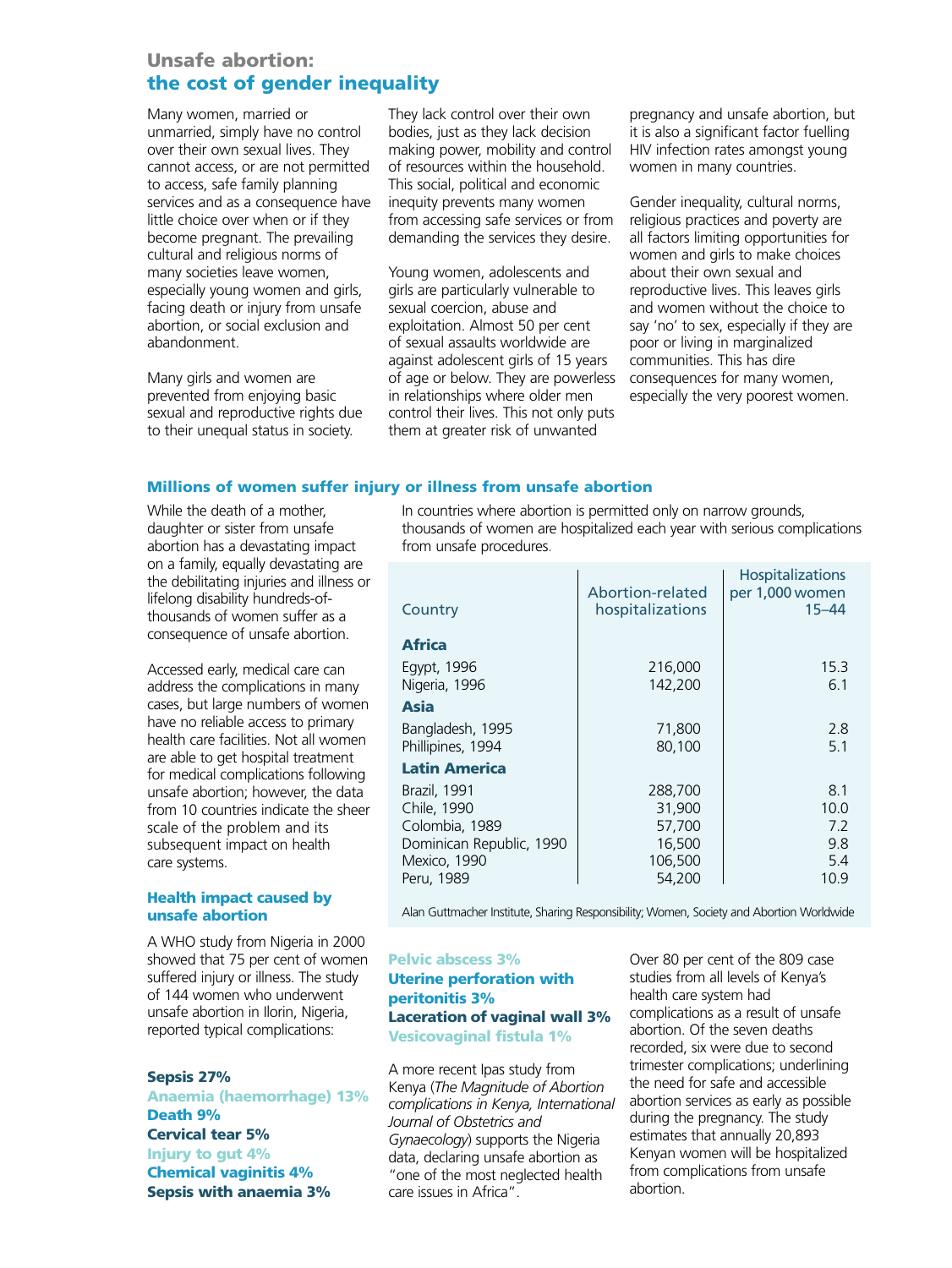## Unsafe abortion: the cost of gender inequality

Many women, married or unmarried, simply have no control over their own sexual lives. They cannot access, or are not permitted to access, safe family planning services and as a consequence have little choice over when or if they become pregnant. The prevailing cultural and religious norms of many societies leave women, especially young women and girls, facing death or injury from unsafe abortion, or social exclusion and abandonment.

Many girls and women are prevented from enjoying basic sexual and reproductive rights due to their unequal status in society. They lack control over their own bodies, just as they lack decision making power, mobility and control of resources within the household. This social, political and economic inequity prevents many women from accessing safe services or from demanding the services they desire.

Young women, adolescents and girls are particularly vulnerable to sexual coercion, abuse and exploitation. Almost 50 per cent of sexual assaults worldwide are against adolescent girls of 15 years of age or below. They are powerless in relationships where older men control their lives. This not only puts them at greater risk of unwanted pregnancy and unsafe abortion, but it is also a significant factor fuelling HIV infection rates amongst young women in many countries.

Gender inequality, cultural norms, religious practices and poverty are all factors limiting opportunities for women and girls to make choices about their own sexual and reproductive lives. This leaves girls and women without the choice to say 'no' to sex, especially if they are poor or living in marginalized communities. This has dire consequences for many women, especially the very poorest women.

### Millions of women suffer injury or illness from unsafe abortion

While the death of a mother, daughter or sister from unsafe abortion has a devastating impact on a family, equally devastating are the debilitating injuries and illness or lifelong disability hundreds-of-thousands of women suffer as a consequence of unsafe abortion.

Accessed early, medical care can address the complications in many cases, but large numbers of women have no reliable access to primary health care facilities. Not all women are able to get hospital treatment for medical complications following unsafe abortion; however, the data from 10 countries indicate the sheer scale of the problem and its subsequent impact on health care systems.

In countries where abortion is permitted only on narrow grounds, thousands of women are hospitalized each year with serious complications from unsafe procedures.

| Country | Abortion-related hospitalizations | Hospitalizations per 1,000 women 15–44 |
|---|---|---|
| **Africa** | | |
| Egypt, 1996 | 216,000 | 15.3 |
| Nigeria, 1996 | 142,200 | 6.1 |
| **Asia** | | |
| Bangladesh, 1995 | 71,800 | 2.8 |
| Phillipines, 1994 | 80,100 | 5.1 |
| **Latin America** | | |
| Brazil, 1991 | 288,700 | 8.1 |
| Chile, 1990 | 31,900 | 10.0 |
| Colombia, 1989 | 57,700 | 7.2 |
| Dominican Republic, 1990 | 16,500 | 9.8 |
| Mexico, 1990 | 106,500 | 5.4 |
| Peru, 1989 | 54,200 | 10.9 |

Alan Guttmacher Institute, Sharing Responsibility; Women, Society and Abortion Worldwide

### Health impact caused by unsafe abortion

A WHO study from Nigeria in 2000 showed that 75 per cent of women suffered injury or illness. The study of 144 women who underwent unsafe abortion in Ilorin, Nigeria, reported typical complications:

**Sepsis 27%**
**Anaemia (haemorrhage) 13%**
**Death 9%**
**Cervical tear 5%**
**Injury to gut 4%**
**Chemical vaginitis 4%**
**Sepsis with anaemia 3%**
**Pelvic abscess 3%**
**Uterine perforation with peritonitis 3%**
**Laceration of vaginal wall 3%**
**Vesicovaginal fistula 1%**

A more recent Ipas study from Kenya (*The Magnitude of Abortion complications in Kenya, International Journal of Obstetrics and Gynaecology*) supports the Nigeria data, declaring unsafe abortion as "one of the most neglected health care issues in Africa".

Over 80 per cent of the 809 case studies from all levels of Kenya's health care system had complications as a result of unsafe abortion. Of the seven deaths recorded, six were due to second trimester complications; underlining the need for safe and accessible abortion services as early as possible during the pregnancy. The study estimates that annually 20,893 Kenyan women will be hospitalized from complications from unsafe abortion.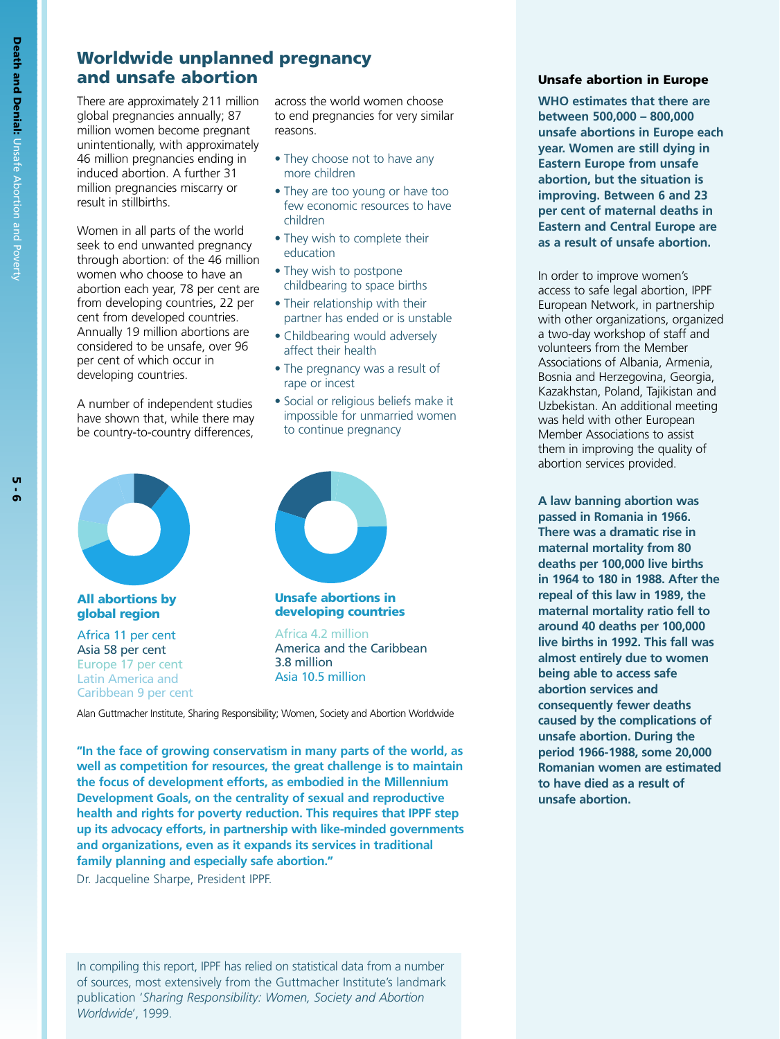## Worldwide unplanned pregnancy and unsafe abortion

There are approximately 211 million global pregnancies annually; 87 million women become pregnant unintentionally, with approximately 46 million pregnancies ending in induced abortion. A further 31 million pregnancies miscarry or result in stillbirths.

Women in all parts of the world seek to end unwanted pregnancy through abortion: of the 46 million women who choose to have an abortion each year, 78 per cent are from developing countries, 22 per cent from developed countries. Annually 19 million abortions are considered to be unsafe, over 96 per cent of which occur in developing countries.

A number of independent studies have shown that, while there may be country-to-country differences, across the world women choose to end pregnancies for very similar reasons.

- They choose not to have any more children
- They are too young or have too few economic resources to have children
- They wish to complete their education
- They wish to postpone childbearing to space births
- Their relationship with their partner has ended or is unstable
- Childbearing would adversely affect their health
- The pregnancy was a result of rape or incest
- Social or religious beliefs make it impossible for unmarried women to continue pregnancy

**All abortions by global region**

Africa 11 per cent
Asia 58 per cent
Europe 17 per cent
Latin America and Caribbean 9 per cent

**Unsafe abortions in developing countries**

Africa 4.2 million
America and the Caribbean 3.8 million
Asia 10.5 million

Alan Guttmacher Institute, Sharing Responsibility; Women, Society and Abortion Worldwide

**"In the face of growing conservatism in many parts of the world, as well as competition for resources, the great challenge is to maintain the focus of development efforts, as embodied in the Millennium Development Goals, on the centrality of sexual and reproductive health and rights for poverty reduction. This requires that IPPF step up its advocacy efforts, in partnership with like-minded governments and organizations, even as it expands its services in traditional family planning and especially safe abortion."**

Dr. Jacqueline Sharpe, President IPPF.

In compiling this report, IPPF has relied on statistical data from a number of sources, most extensively from the Guttmacher Institute's landmark publication '*Sharing Responsibility: Women, Society and Abortion Worldwide*', 1999.

### Unsafe abortion in Europe

**WHO estimates that there are between 500,000 – 800,000 unsafe abortions in Europe each year. Women are still dying in Eastern Europe from unsafe abortion, but the situation is improving. Between 6 and 23 per cent of maternal deaths in Eastern and Central Europe are as a result of unsafe abortion.**

In order to improve women's access to safe legal abortion, IPPF European Network, in partnership with other organizations, organized a two-day workshop of staff and volunteers from the Member Associations of Albania, Armenia, Bosnia and Herzegovina, Georgia, Kazakhstan, Poland, Tajikistan and Uzbekistan. An additional meeting was held with other European Member Associations to assist them in improving the quality of abortion services provided.

**A law banning abortion was passed in Romania in 1966. There was a dramatic rise in maternal mortality from 80 deaths per 100,000 live births in 1964 to 180 in 1988. After the repeal of this law in 1989, the maternal mortality ratio fell to around 40 deaths per 100,000 live births in 1992. This fall was almost entirely due to women being able to access safe abortion services and consequently fewer deaths caused by the complications of unsafe abortion. During the period 1966-1988, some 20,000 Romanian women are estimated to have died as a result of unsafe abortion.**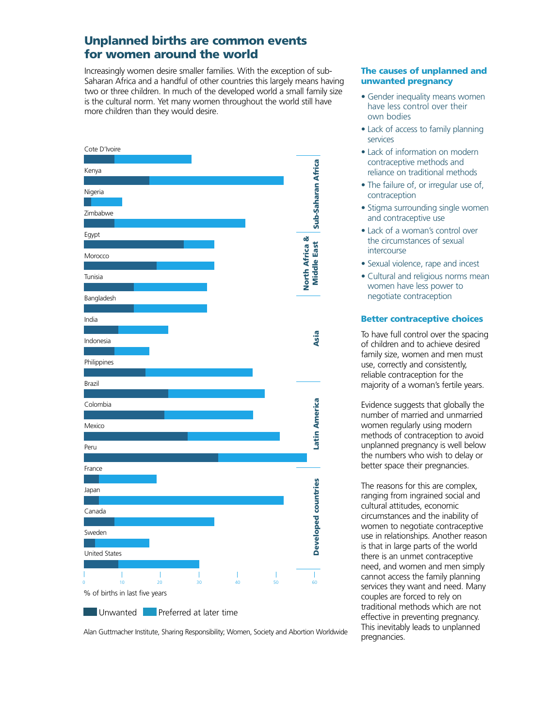# Unplanned births are common events for women around the world

Increasingly women desire smaller families. With the exception of sub-Saharan Africa and a handful of other countries this largely means having two or three children. In much of the developed world a small family size is the cultural norm. Yet many women throughout the world still have more children than they would desire.

Sub-Saharan Africa: Cote D'Ivoire, Kenya, Nigeria, Zimbabwe

North Africa & Middle East: Egypt, Morocco, Tunisia

Asia: Bangladesh, India, Indonesia, Philippines

Latin America: Brazil, Colombia, Mexico, Peru

Developed countries: France, Japan, Canada, Sweden, United States

% of births in last five years (0–60)

Unwanted / Preferred at later time

Alan Guttmacher Institute, Sharing Responsibility; Women, Society and Abortion Worldwide

## The causes of unplanned and unwanted pregnancy

- Gender inequality means women have less control over their own bodies
- Lack of access to family planning services
- Lack of information on modern contraceptive methods and reliance on traditional methods
- The failure of, or irregular use of, contraception
- Stigma surrounding single women and contraceptive use
- Lack of a woman's control over the circumstances of sexual intercourse
- Sexual violence, rape and incest
- Cultural and religious norms mean women have less power to negotiate contraception

## Better contraceptive choices

To have full control over the spacing of children and to achieve desired family size, women and men must use, correctly and consistently, reliable contraception for the majority of a woman's fertile years.

Evidence suggests that globally the number of married and unmarried women regularly using modern methods of contraception to avoid unplanned pregnancy is well below the numbers who wish to delay or better space their pregnancies.

The reasons for this are complex, ranging from ingrained social and cultural attitudes, economic circumstances and the inability of women to negotiate contraceptive use in relationships. Another reason is that in large parts of the world there is an unmet contraceptive need, and women and men simply cannot access the family planning services they want and need. Many couples are forced to rely on traditional methods which are not effective in preventing pregnancy. This inevitably leads to unplanned pregnancies.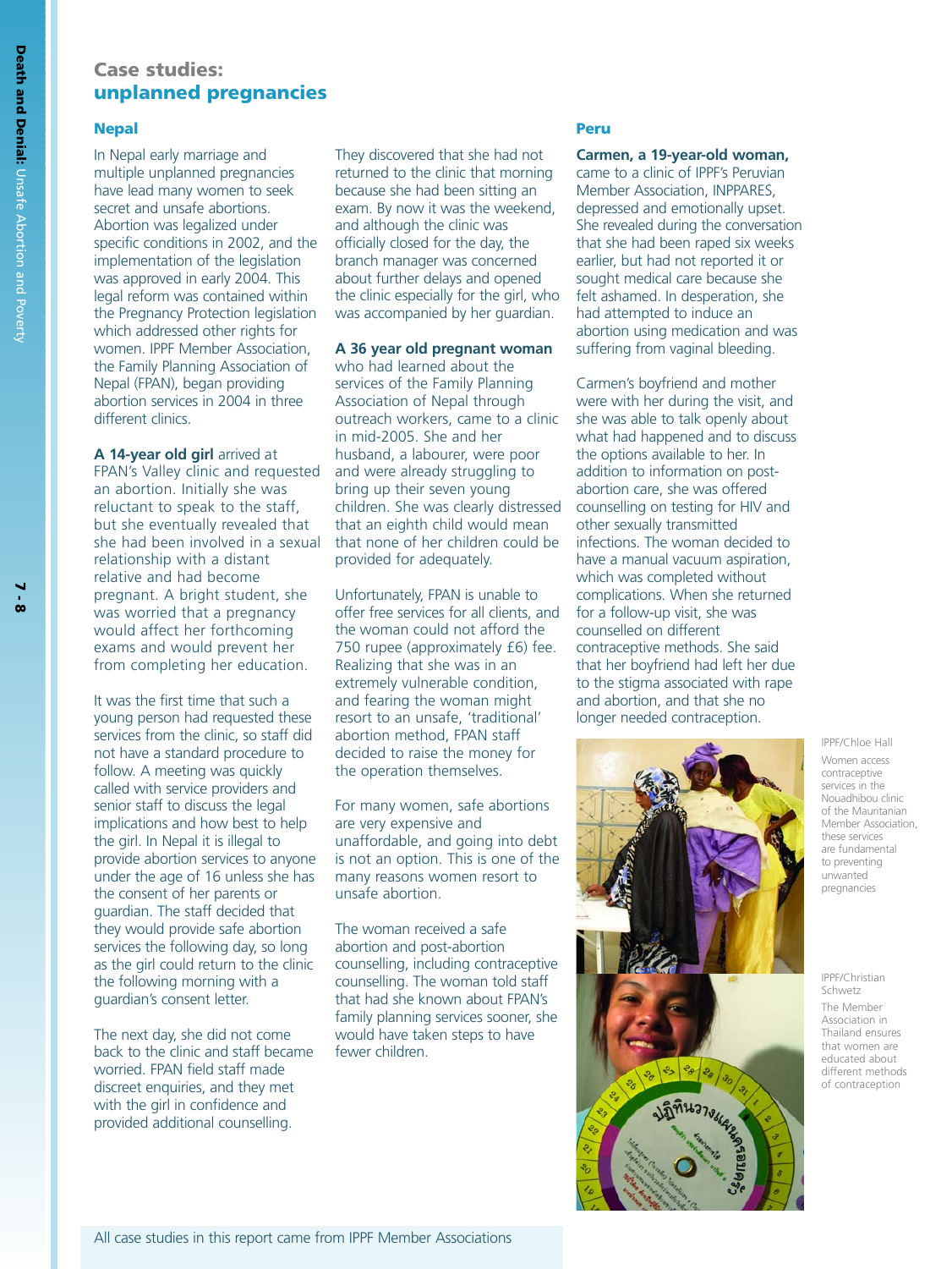# Case studies: unplanned pregnancies

## Nepal

In Nepal early marriage and multiple unplanned pregnancies have lead many women to seek secret and unsafe abortions. Abortion was legalized under specific conditions in 2002, and the implementation of the legislation was approved in early 2004. This legal reform was contained within the Pregnancy Protection legislation which addressed other rights for women. IPPF Member Association, the Family Planning Association of Nepal (FPAN), began providing abortion services in 2004 in three different clinics.

**A 14-year old girl** arrived at FPAN's Valley clinic and requested an abortion. Initially she was reluctant to speak to the staff, but she eventually revealed that she had been involved in a sexual relationship with a distant relative and had become pregnant. A bright student, she was worried that a pregnancy would affect her forthcoming exams and would prevent her from completing her education.

It was the first time that such a young person had requested these services from the clinic, so staff did not have a standard procedure to follow. A meeting was quickly called with service providers and senior staff to discuss the legal implications and how best to help the girl. In Nepal it is illegal to provide abortion services to anyone under the age of 16 unless she has the consent of her parents or guardian. The staff decided that they would provide safe abortion services the following day, so long as the girl could return to the clinic the following morning with a guardian's consent letter.

The next day, she did not come back to the clinic and staff became worried. FPAN field staff made discreet enquiries, and they met with the girl in confidence and provided additional counselling.

They discovered that she had not returned to the clinic that morning because she had been sitting an exam. By now it was the weekend, and although the clinic was officially closed for the day, the branch manager was concerned about further delays and opened the clinic especially for the girl, who was accompanied by her guardian.

**A 36 year old pregnant woman** who had learned about the services of the Family Planning Association of Nepal through outreach workers, came to a clinic in mid-2005. She and her husband, a labourer, were poor and were already struggling to bring up their seven young children. She was clearly distressed that an eighth child would mean that none of her children could be provided for adequately.

Unfortunately, FPAN is unable to offer free services for all clients, and the woman could not afford the 750 rupee (approximately £6) fee. Realizing that she was in an extremely vulnerable condition, and fearing the woman might resort to an unsafe, 'traditional' abortion method, FPAN staff decided to raise the money for the operation themselves.

For many women, safe abortions are very expensive and unaffordable, and going into debt is not an option. This is one of the many reasons women resort to unsafe abortion.

The woman received a safe abortion and post-abortion counselling, including contraceptive counselling. The woman told staff that had she known about FPAN's family planning services sooner, she would have taken steps to have fewer children.

## Peru

**Carmen, a 19-year-old woman,** came to a clinic of IPPF's Peruvian Member Association, INPPARES, depressed and emotionally upset. She revealed during the conversation that she had been raped six weeks earlier, but had not reported it or sought medical care because she felt ashamed. In desperation, she had attempted to induce an abortion using medication and was suffering from vaginal bleeding.

Carmen's boyfriend and mother were with her during the visit, and she was able to talk openly about what had happened and to discuss the options available to her. In addition to information on post-abortion care, she was offered counselling on testing for HIV and other sexually transmitted infections. The woman decided to have a manual vacuum aspiration, which was completed without complications. When she returned for a follow-up visit, she was counselled on different contraceptive methods. She said that her boyfriend had left her due to the stigma associated with rape and abortion, and that she no longer needed contraception.

IPPF/Chloe Hall

Women access contraceptive services in the Nouadhibou clinic of the Mauritanian Member Association, these services are fundamental to preventing unwanted pregnancies

IPPF/Christian Schwetz

The Member Association in Thailand ensures that women are educated about different methods of contraception

All case studies in this report came from IPPF Member Associations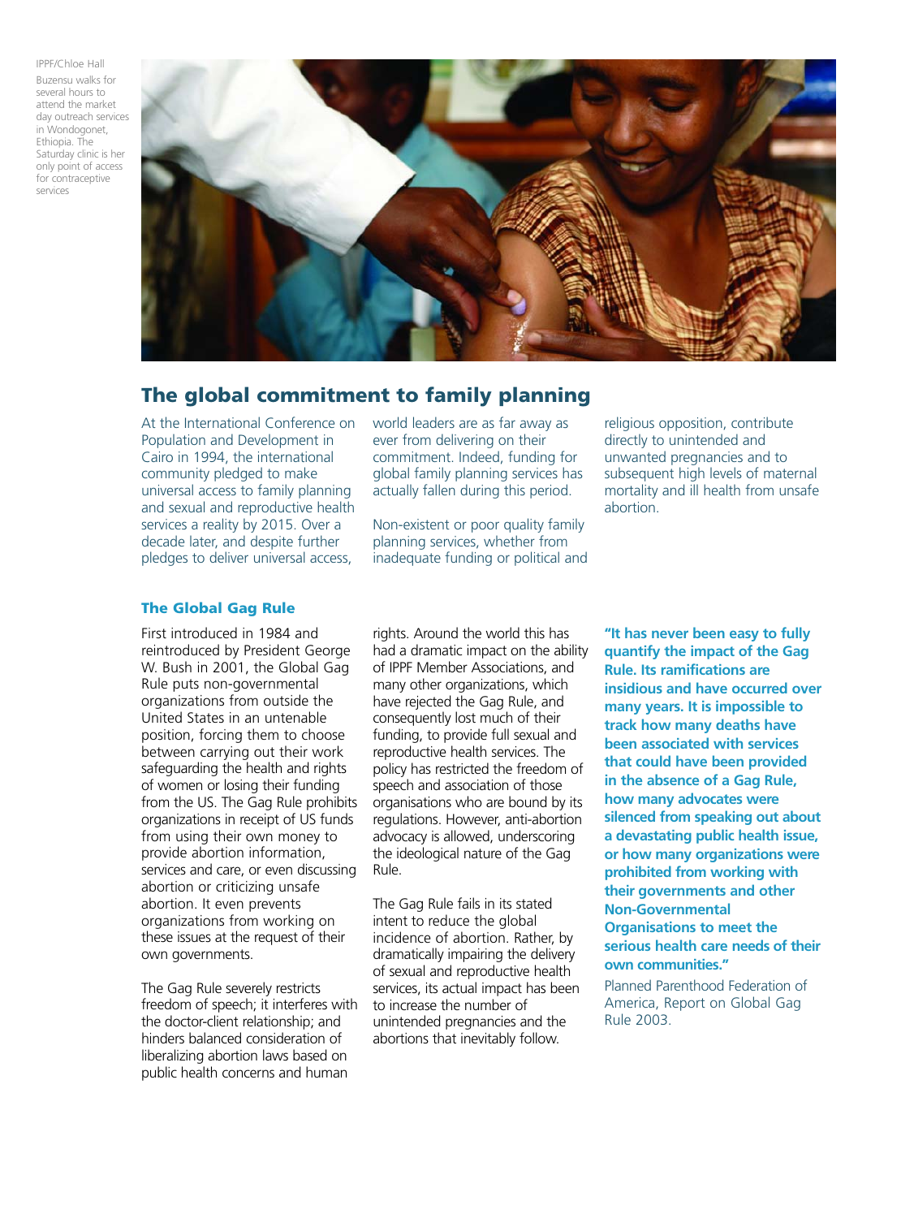IPPF/Chloe Hall

Buzensu walks for several hours to attend the market day outreach services in Wondogonet, Ethiopia. The Saturday clinic is her only point of access for contraceptive services

## The global commitment to family planning

At the International Conference on Population and Development in Cairo in 1994, the international community pledged to make universal access to family planning and sexual and reproductive health services a reality by 2015. Over a decade later, and despite further pledges to deliver universal access, world leaders are as far away as ever from delivering on their commitment. Indeed, funding for global family planning services has actually fallen during this period.

Non-existent or poor quality family planning services, whether from inadequate funding or political and religious opposition, contribute directly to unintended and unwanted pregnancies and to subsequent high levels of maternal mortality and ill health from unsafe abortion.

### The Global Gag Rule

First introduced in 1984 and reintroduced by President George W. Bush in 2001, the Global Gag Rule puts non-governmental organizations from outside the United States in an untenable position, forcing them to choose between carrying out their work safeguarding the health and rights of women or losing their funding from the US. The Gag Rule prohibits organizations in receipt of US funds from using their own money to provide abortion information, services and care, or even discussing abortion or criticizing unsafe abortion. It even prevents organizations from working on these issues at the request of their own governments.

The Gag Rule severely restricts freedom of speech; it interferes with the doctor-client relationship; and hinders balanced consideration of liberalizing abortion laws based on public health concerns and human rights. Around the world this has had a dramatic impact on the ability of IPPF Member Associations, and many other organizations, which have rejected the Gag Rule, and consequently lost much of their funding, to provide full sexual and reproductive health services. The policy has restricted the freedom of speech and association of those organisations who are bound by its regulations. However, anti-abortion advocacy is allowed, underscoring the ideological nature of the Gag Rule.

The Gag Rule fails in its stated intent to reduce the global incidence of abortion. Rather, by dramatically impairing the delivery of sexual and reproductive health services, its actual impact has been to increase the number of unintended pregnancies and the abortions that inevitably follow.

**"It has never been easy to fully quantify the impact of the Gag Rule. Its ramifications are insidious and have occurred over many years. It is impossible to track how many deaths have been associated with services that could have been provided in the absence of a Gag Rule, how many advocates were silenced from speaking out about a devastating public health issue, or how many organizations were prohibited from working with their governments and other Non-Governmental Organisations to meet the serious health care needs of their own communities."**

Planned Parenthood Federation of America, Report on Global Gag Rule 2003.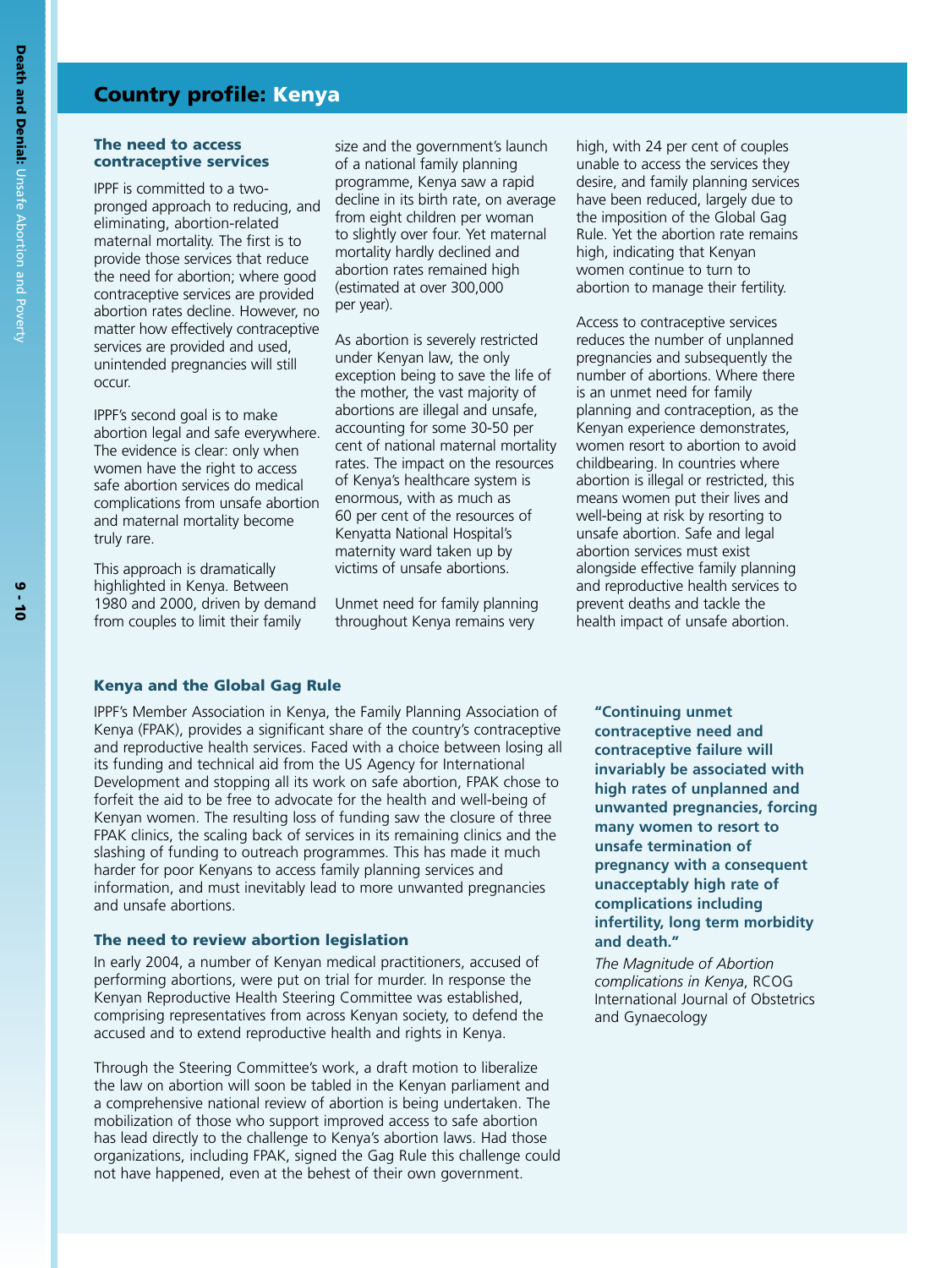# Country profile: Kenya

### The need to access contraceptive services

IPPF is committed to a two-pronged approach to reducing, and eliminating, abortion-related maternal mortality. The first is to provide those services that reduce the need for abortion; where good contraceptive services are provided abortion rates decline. However, no matter how effectively contraceptive services are provided and used, unintended pregnancies will still occur.

IPPF's second goal is to make abortion legal and safe everywhere. The evidence is clear: only when women have the right to access safe abortion services do medical complications from unsafe abortion and maternal mortality become truly rare.

This approach is dramatically highlighted in Kenya. Between 1980 and 2000, driven by demand from couples to limit their family size and the government's launch of a national family planning programme, Kenya saw a rapid decline in its birth rate, on average from eight children per woman to slightly over four. Yet maternal mortality hardly declined and abortion rates remained high (estimated at over 300,000 per year).

As abortion is severely restricted under Kenyan law, the only exception being to save the life of the mother, the vast majority of abortions are illegal and unsafe, accounting for some 30-50 per cent of national maternal mortality rates. The impact on the resources of Kenya's healthcare system is enormous, with as much as 60 per cent of the resources of Kenyatta National Hospital's maternity ward taken up by victims of unsafe abortions.

Unmet need for family planning throughout Kenya remains very high, with 24 per cent of couples unable to access the services they desire, and family planning services have been reduced, largely due to the imposition of the Global Gag Rule. Yet the abortion rate remains high, indicating that Kenyan women continue to turn to abortion to manage their fertility.

Access to contraceptive services reduces the number of unplanned pregnancies and subsequently the number of abortions. Where there is an unmet need for family planning and contraception, as the Kenyan experience demonstrates, women resort to abortion to avoid childbearing. In countries where abortion is illegal or restricted, this means women put their lives and well-being at risk by resorting to unsafe abortion. Safe and legal abortion services must exist alongside effective family planning and reproductive health services to prevent deaths and tackle the health impact of unsafe abortion.

### Kenya and the Global Gag Rule

IPPF's Member Association in Kenya, the Family Planning Association of Kenya (FPAK), provides a significant share of the country's contraceptive and reproductive health services. Faced with a choice between losing all its funding and technical aid from the US Agency for International Development and stopping all its work on safe abortion, FPAK chose to forfeit the aid to be free to advocate for the health and well-being of Kenyan women. The resulting loss of funding saw the closure of three FPAK clinics, the scaling back of services in its remaining clinics and the slashing of funding to outreach programmes. This has made it much harder for poor Kenyans to access family planning services and information, and must inevitably lead to more unwanted pregnancies and unsafe abortions.

### The need to review abortion legislation

In early 2004, a number of Kenyan medical practitioners, accused of performing abortions, were put on trial for murder. In response the Kenyan Reproductive Health Steering Committee was established, comprising representatives from across Kenyan society, to defend the accused and to extend reproductive health and rights in Kenya.

Through the Steering Committee's work, a draft motion to liberalize the law on abortion will soon be tabled in the Kenyan parliament and a comprehensive national review of abortion is being undertaken. The mobilization of those who support improved access to safe abortion has lead directly to the challenge to Kenya's abortion laws. Had those organizations, including FPAK, signed the Gag Rule this challenge could not have happened, even at the behest of their own government.

**"Continuing unmet contraceptive need and contraceptive failure will invariably be associated with high rates of unplanned and unwanted pregnancies, forcing many women to resort to unsafe termination of pregnancy with a consequent unacceptably high rate of complications including infertility, long term morbidity and death."**

*The Magnitude of Abortion complications in Kenya*, RCOG International Journal of Obstetrics and Gynaecology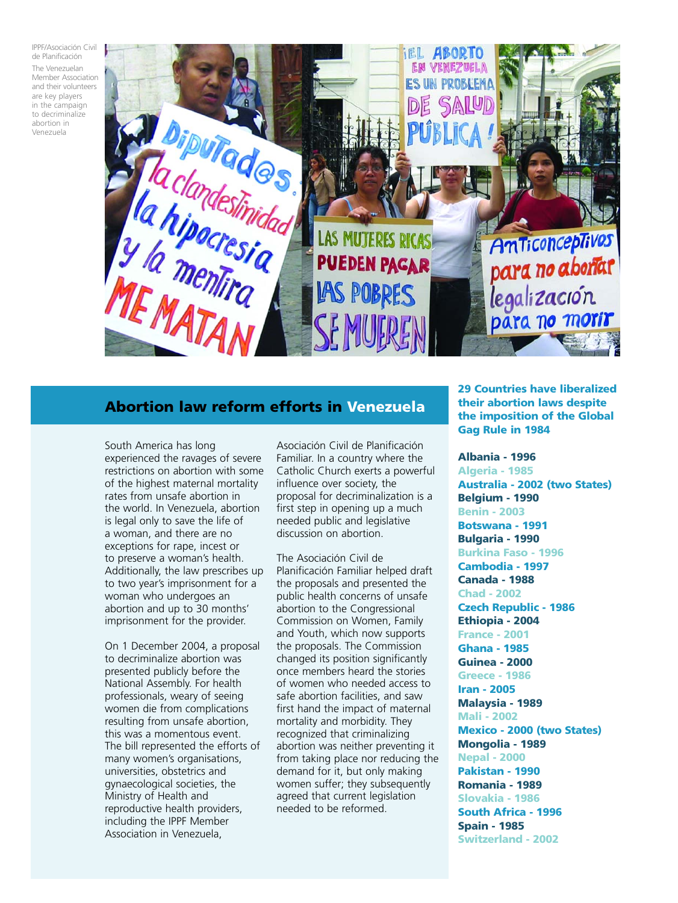IPPF/Asociación Civil de Planificación

The Venezuelan Member Association and their volunteers are key players in the campaign to decriminalize abortion in Venezuela

## Abortion law reform efforts in Venezuela

South America has long experienced the ravages of severe restrictions on abortion with some of the highest maternal mortality rates from unsafe abortion in the world. In Venezuela, abortion is legal only to save the life of a woman, and there are no exceptions for rape, incest or to preserve a woman's health. Additionally, the law prescribes up to two year's imprisonment for a woman who undergoes an abortion and up to 30 months' imprisonment for the provider.

On 1 December 2004, a proposal to decriminalize abortion was presented publicly before the National Assembly. For health professionals, weary of seeing women die from complications resulting from unsafe abortion, this was a momentous event. The bill represented the efforts of many women's organisations, universities, obstetrics and gynaecological societies, the Ministry of Health and reproductive health providers, including the IPPF Member Association in Venezuela, Asociación Civil de Planificación Familiar. In a country where the Catholic Church exerts a powerful influence over society, the proposal for decriminalization is a first step in opening up a much needed public and legislative discussion on abortion.

The Asociación Civil de Planificación Familiar helped draft the proposals and presented the public health concerns of unsafe abortion to the Congressional Commission on Women, Family and Youth, which now supports the proposals. The Commission changed its position significantly once members heard the stories of women who needed access to safe abortion facilities, and saw first hand the impact of maternal mortality and morbidity. They recognized that criminalizing abortion was neither preventing it from taking place nor reducing the demand for it, but only making women suffer; they subsequently agreed that current legislation needed to be reformed.

**29 Countries have liberalized their abortion laws despite the imposition of the Global Gag Rule in 1984**

- **Albania - 1996**
- **Algeria - 1985**
- **Australia - 2002 (two States)**
- **Belgium - 1990**
- **Benin - 2003**
- **Botswana - 1991**
- **Bulgaria - 1990**
- **Burkina Faso - 1996**
- **Cambodia - 1997**
- **Canada - 1988**
- **Chad - 2002**
- **Czech Republic - 1986**
- **Ethiopia - 2004**
- **France - 2001**
- **Ghana - 1985**
- **Guinea - 2000**
- **Greece - 1986**
- **Iran - 2005**
- **Malaysia - 1989**
- **Mali - 2002**
- **Mexico - 2000 (two States)**
- **Mongolia - 1989**
- **Nepal - 2000**
- **Pakistan - 1990**
- **Romania - 1989**
- **Slovakia - 1986**
- **South Africa - 1996**
- **Spain - 1985**
- **Switzerland - 2002**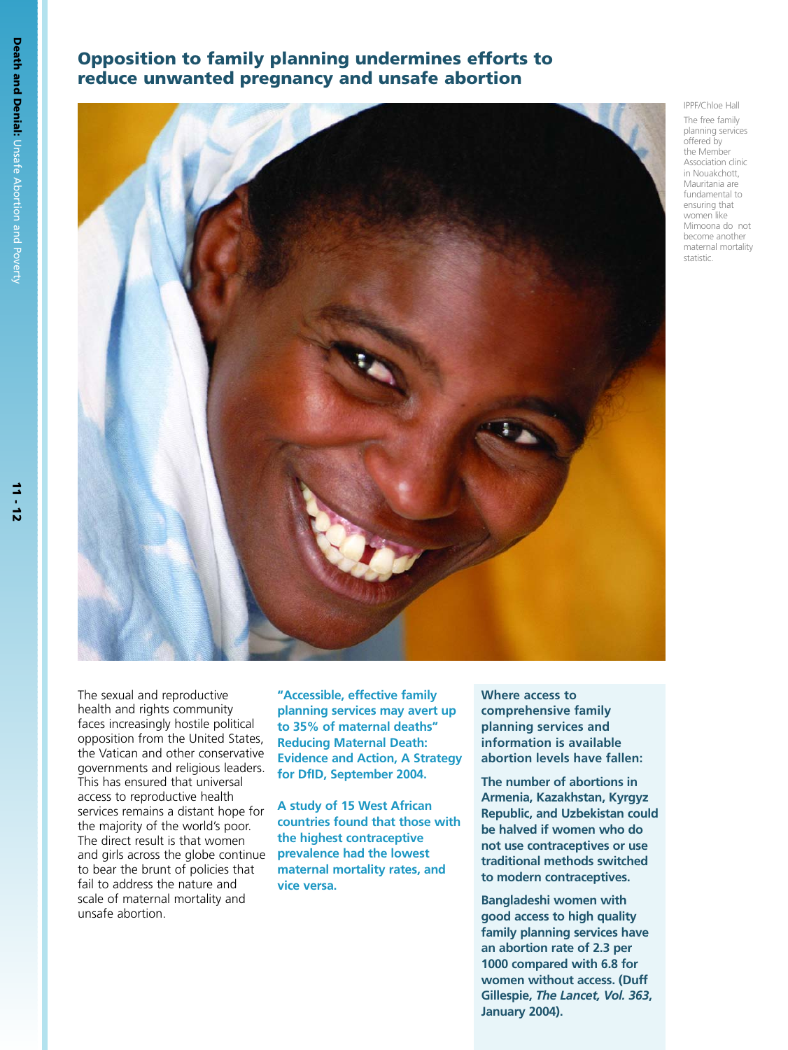## Opposition to family planning undermines efforts to reduce unwanted pregnancy and unsafe abortion

IPPF/Chloe Hall

The free family planning services offered by the Member Association clinic in Nouakchott, Mauritania are fundamental to ensuring that women like Mimoona do not become another maternal mortality statistic.

The sexual and reproductive health and rights community faces increasingly hostile political opposition from the United States, the Vatican and other conservative governments and religious leaders. This has ensured that universal access to reproductive health services remains a distant hope for the majority of the world's poor. The direct result is that women and girls across the globe continue to bear the brunt of policies that fail to address the nature and scale of maternal mortality and unsafe abortion.

**"Accessible, effective family planning services may avert up to 35% of maternal deaths" Reducing Maternal Death: Evidence and Action, A Strategy for DfID, September 2004.**

**A study of 15 West African countries found that those with the highest contraceptive prevalence had the lowest maternal mortality rates, and vice versa.**

**Where access to comprehensive family planning services and information is available abortion levels have fallen:**

**The number of abortions in Armenia, Kazakhstan, Kyrgyz Republic, and Uzbekistan could be halved if women who do not use contraceptives or use traditional methods switched to modern contraceptives.**

**Bangladeshi women with good access to high quality family planning services have an abortion rate of 2.3 per 1000 compared with 6.8 for women without access. (Duff Gillespie, *The Lancet, Vol. 363*, January 2004).**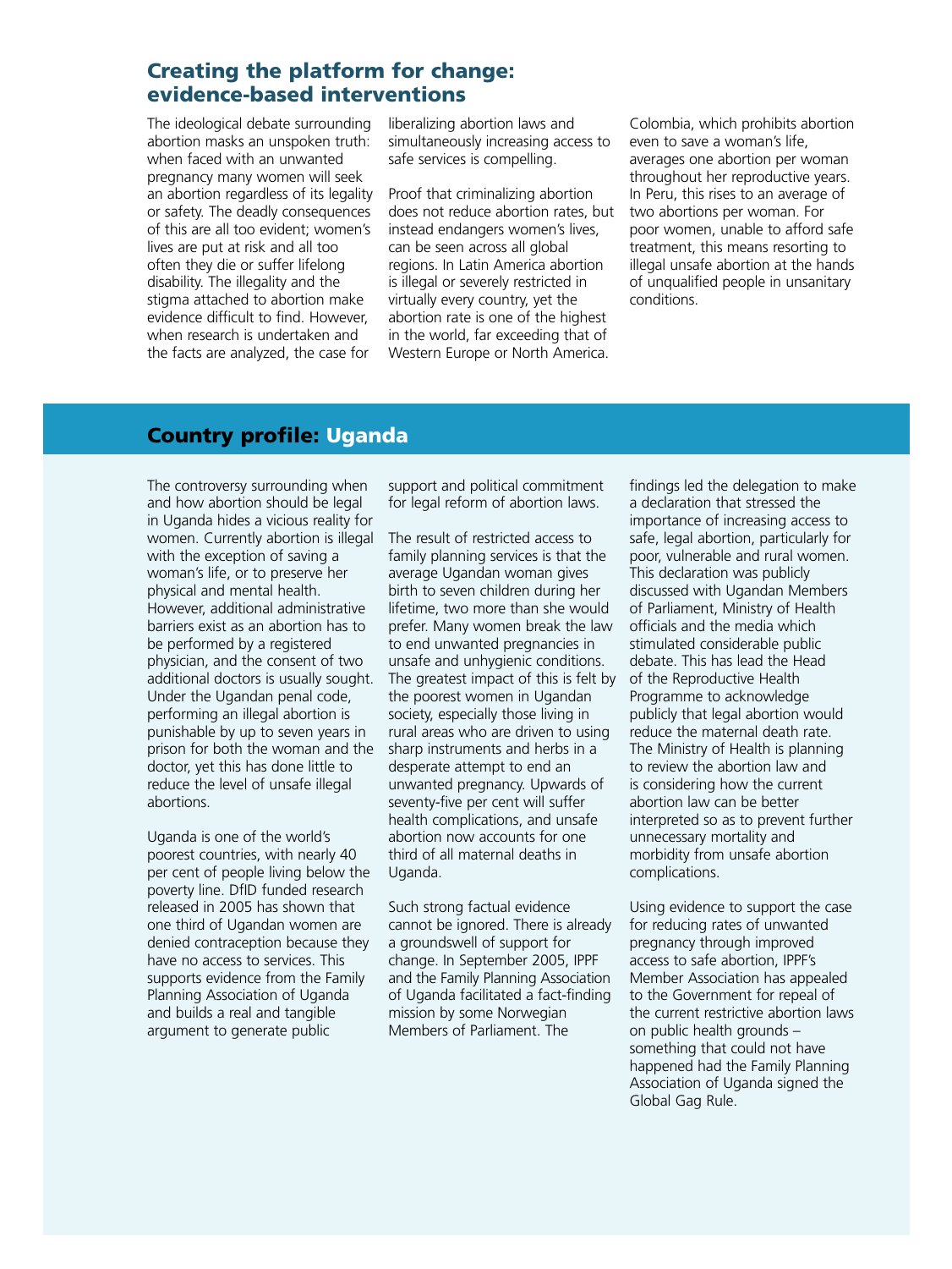## Creating the platform for change: evidence-based interventions

The ideological debate surrounding abortion masks an unspoken truth: when faced with an unwanted pregnancy many women will seek an abortion regardless of its legality or safety. The deadly consequences of this are all too evident; women's lives are put at risk and all too often they die or suffer lifelong disability. The illegality and the stigma attached to abortion make evidence difficult to find. However, when research is undertaken and the facts are analyzed, the case for liberalizing abortion laws and simultaneously increasing access to safe services is compelling.

Proof that criminalizing abortion does not reduce abortion rates, but instead endangers women's lives, can be seen across all global regions. In Latin America abortion is illegal or severely restricted in virtually every country, yet the abortion rate is one of the highest in the world, far exceeding that of Western Europe or North America. Colombia, which prohibits abortion even to save a woman's life, averages one abortion per woman throughout her reproductive years. In Peru, this rises to an average of two abortions per woman. For poor women, unable to afford safe treatment, this means resorting to illegal unsafe abortion at the hands of unqualified people in unsanitary conditions.

## Country profile: Uganda

The controversy surrounding when and how abortion should be legal in Uganda hides a vicious reality for women. Currently abortion is illegal with the exception of saving a woman's life, or to preserve her physical and mental health. However, additional administrative barriers exist as an abortion has to be performed by a registered physician, and the consent of two additional doctors is usually sought. Under the Ugandan penal code, performing an illegal abortion is punishable by up to seven years in prison for both the woman and the doctor, yet this has done little to reduce the level of unsafe illegal abortions.

Uganda is one of the world's poorest countries, with nearly 40 per cent of people living below the poverty line. DfID funded research released in 2005 has shown that one third of Ugandan women are denied contraception because they have no access to services. This supports evidence from the Family Planning Association of Uganda and builds a real and tangible argument to generate public support and political commitment for legal reform of abortion laws.

The result of restricted access to family planning services is that the average Ugandan woman gives birth to seven children during her lifetime, two more than she would prefer. Many women break the law to end unwanted pregnancies in unsafe and unhygienic conditions. The greatest impact of this is felt by the poorest women in Ugandan society, especially those living in rural areas who are driven to using sharp instruments and herbs in a desperate attempt to end an unwanted pregnancy. Upwards of seventy-five per cent will suffer health complications, and unsafe abortion now accounts for one third of all maternal deaths in Uganda.

Such strong factual evidence cannot be ignored. There is already a groundswell of support for change. In September 2005, IPPF and the Family Planning Association of Uganda facilitated a fact-finding mission by some Norwegian Members of Parliament. The findings led the delegation to make a declaration that stressed the importance of increasing access to safe, legal abortion, particularly for poor, vulnerable and rural women. This declaration was publicly discussed with Ugandan Members of Parliament, Ministry of Health officials and the media which stimulated considerable public debate. This has lead the Head of the Reproductive Health Programme to acknowledge publicly that legal abortion would reduce the maternal death rate. The Ministry of Health is planning to review the abortion law and is considering how the current abortion law can be better interpreted so as to prevent further unnecessary mortality and morbidity from unsafe abortion complications.

Using evidence to support the case for reducing rates of unwanted pregnancy through improved access to safe abortion, IPPF's Member Association has appealed to the Government for repeal of the current restrictive abortion laws on public health grounds – something that could not have happened had the Family Planning Association of Uganda signed the Global Gag Rule.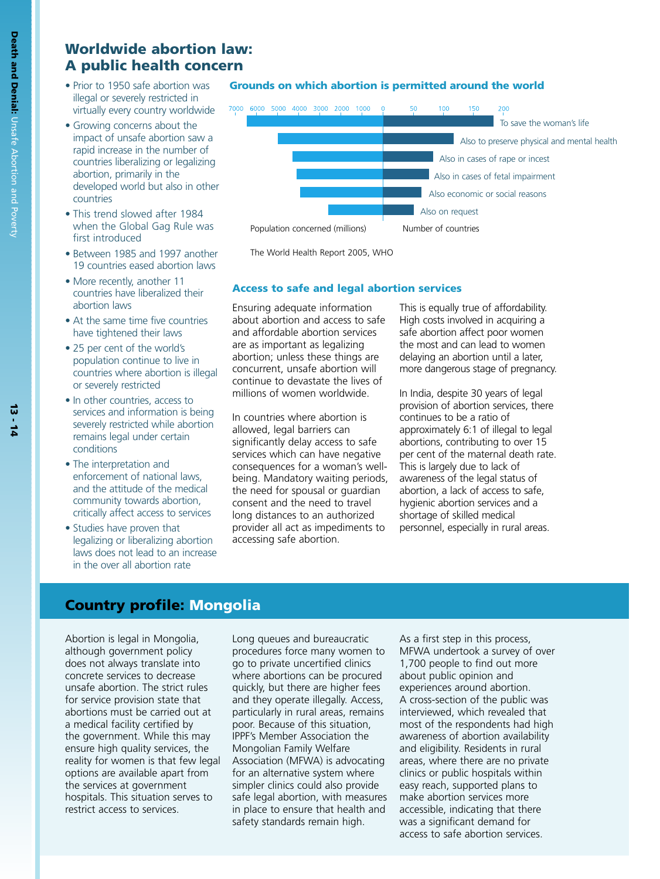# Worldwide abortion law: A public health concern

- Prior to 1950 safe abortion was illegal or severely restricted in virtually every country worldwide
- Growing concerns about the impact of unsafe abortion saw a rapid increase in the number of countries liberalizing or legalizing abortion, primarily in the developed world but also in other countries
- This trend slowed after 1984 when the Global Gag Rule was first introduced
- Between 1985 and 1997 another 19 countries eased abortion laws
- More recently, another 11 countries have liberalized their abortion laws
- At the same time five countries have tightened their laws
- 25 per cent of the world's population continue to live in countries where abortion is illegal or severely restricted
- In other countries, access to services and information is being severely restricted while abortion remains legal under certain conditions
- The interpretation and enforcement of national laws, and the attitude of the medical community towards abortion, critically affect access to services
- Studies have proven that legalizing or liberalizing abortion laws does not lead to an increase in the over all abortion rate

### Grounds on which abortion is permitted around the world

Population concerned (millions) (axis: 7000 6000 5000 4000 3000 2000 1000 0) | Number of countries (axis: 0 50 100 150 200)

- To save the woman's life
- Also to preserve physical and mental health
- Also in cases of rape or incest
- Also in cases of fetal impairment
- Also economic or social reasons
- Also on request

The World Health Report 2005, WHO

### Access to safe and legal abortion services

Ensuring adequate information about abortion and access to safe and affordable abortion services are as important as legalizing abortion; unless these things are concurrent, unsafe abortion will continue to devastate the lives of millions of women worldwide.

In countries where abortion is allowed, legal barriers can significantly delay access to safe services which can have negative consequences for a woman's well-being. Mandatory waiting periods, the need for spousal or guardian consent and the need to travel long distances to an authorized provider all act as impediments to accessing safe abortion.

This is equally true of affordability. High costs involved in acquiring a safe abortion affect poor women the most and can lead to women delaying an abortion until a later, more dangerous stage of pregnancy.

In India, despite 30 years of legal provision of abortion services, there continues to be a ratio of approximately 6:1 of illegal to legal abortions, contributing to over 15 per cent of the maternal death rate. This is largely due to lack of awareness of the legal status of abortion, a lack of access to safe, hygienic abortion services and a shortage of skilled medical personnel, especially in rural areas.

## Country profile: Mongolia

Abortion is legal in Mongolia, although government policy does not always translate into concrete services to decrease unsafe abortion. The strict rules for service provision state that abortions must be carried out at a medical facility certified by the government. While this may ensure high quality services, the reality for women is that few legal options are available apart from the services at government hospitals. This situation serves to restrict access to services.

Long queues and bureaucratic procedures force many women to go to private uncertified clinics where abortions can be procured quickly, but there are higher fees and they operate illegally. Access, particularly in rural areas, remains poor. Because of this situation, IPPF's Member Association the Mongolian Family Welfare Association (MFWA) is advocating for an alternative system where simpler clinics could also provide safe legal abortion, with measures in place to ensure that health and safety standards remain high.

As a first step in this process, MFWA undertook a survey of over 1,700 people to find out more about public opinion and experiences around abortion. A cross-section of the public was interviewed, which revealed that most of the respondents had high awareness of abortion availability and eligibility. Residents in rural areas, where there are no private clinics or public hospitals within easy reach, supported plans to make abortion services more accessible, indicating that there was a significant demand for access to safe abortion services.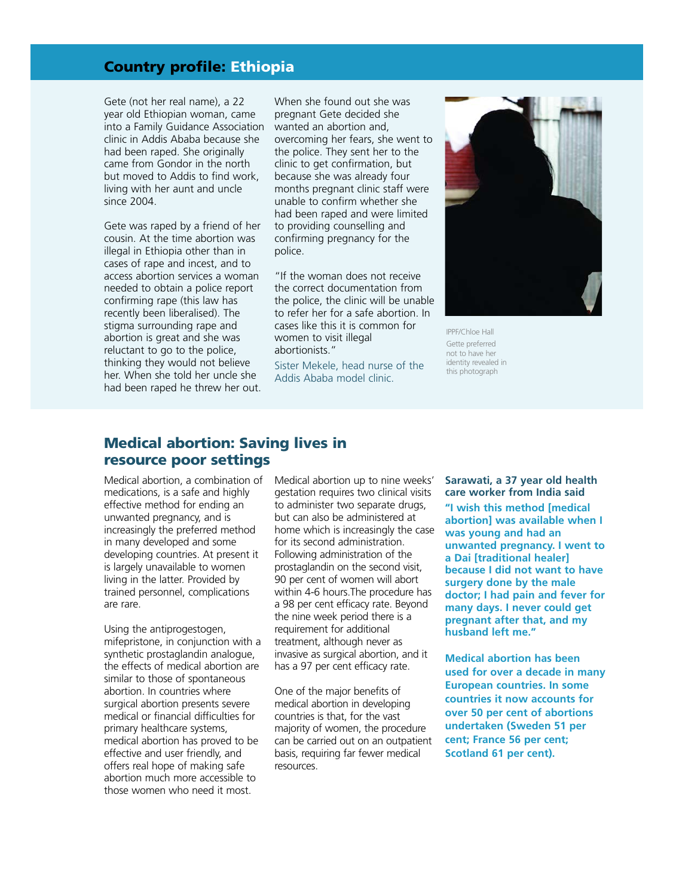## Country profile: Ethiopia

Gete (not her real name), a 22 year old Ethiopian woman, came into a Family Guidance Association clinic in Addis Ababa because she had been raped. She originally came from Gondor in the north but moved to Addis to find work, living with her aunt and uncle since 2004.

Gete was raped by a friend of her cousin. At the time abortion was illegal in Ethiopia other than in cases of rape and incest, and to access abortion services a woman needed to obtain a police report confirming rape (this law has recently been liberalised). The stigma surrounding rape and abortion is great and she was reluctant to go to the police, thinking they would not believe her. When she told her uncle she had been raped he threw her out.

When she found out she was pregnant Gete decided she wanted an abortion and, overcoming her fears, she went to the police. They sent her to the clinic to get confirmation, but because she was already four months pregnant clinic staff were unable to confirm whether she had been raped and were limited to providing counselling and confirming pregnancy for the police.

"If the woman does not receive the correct documentation from the police, the clinic will be unable to refer her for a safe abortion. In cases like this it is common for women to visit illegal abortionists."

Sister Mekele, head nurse of the Addis Ababa model clinic.

IPPF/Chloe Hall

Gette preferred not to have her identity revealed in this photograph

## Medical abortion: Saving lives in resource poor settings

Medical abortion, a combination of medications, is a safe and highly effective method for ending an unwanted pregnancy, and is increasingly the preferred method in many developed and some developing countries. At present it is largely unavailable to women living in the latter. Provided by trained personnel, complications are rare.

Using the antiprogestogen, mifepristone, in conjunction with a synthetic prostaglandin analogue, the effects of medical abortion are similar to those of spontaneous abortion. In countries where surgical abortion presents severe medical or financial difficulties for primary healthcare systems, medical abortion has proved to be effective and user friendly, and offers real hope of making safe abortion much more accessible to those women who need it most.

Medical abortion up to nine weeks' gestation requires two clinical visits to administer two separate drugs, but can also be administered at home which is increasingly the case for its second administration. Following administration of the prostaglandin on the second visit, 90 per cent of women will abort within 4-6 hours.The procedure has a 98 per cent efficacy rate. Beyond the nine week period there is a requirement for additional treatment, although never as invasive as surgical abortion, and it has a 97 per cent efficacy rate.

One of the major benefits of medical abortion in developing countries is that, for the vast majority of women, the procedure can be carried out on an outpatient basis, requiring far fewer medical resources.

**Sarawati, a 37 year old health care worker from India said**

**"I wish this method [medical abortion] was available when I was young and had an unwanted pregnancy. I went to a Dai [traditional healer] because I did not want to have surgery done by the male doctor; I had pain and fever for many days. I never could get pregnant after that, and my husband left me."**

**Medical abortion has been used for over a decade in many European countries. In some countries it now accounts for over 50 per cent of abortions undertaken (Sweden 51 per cent; France 56 per cent; Scotland 61 per cent).**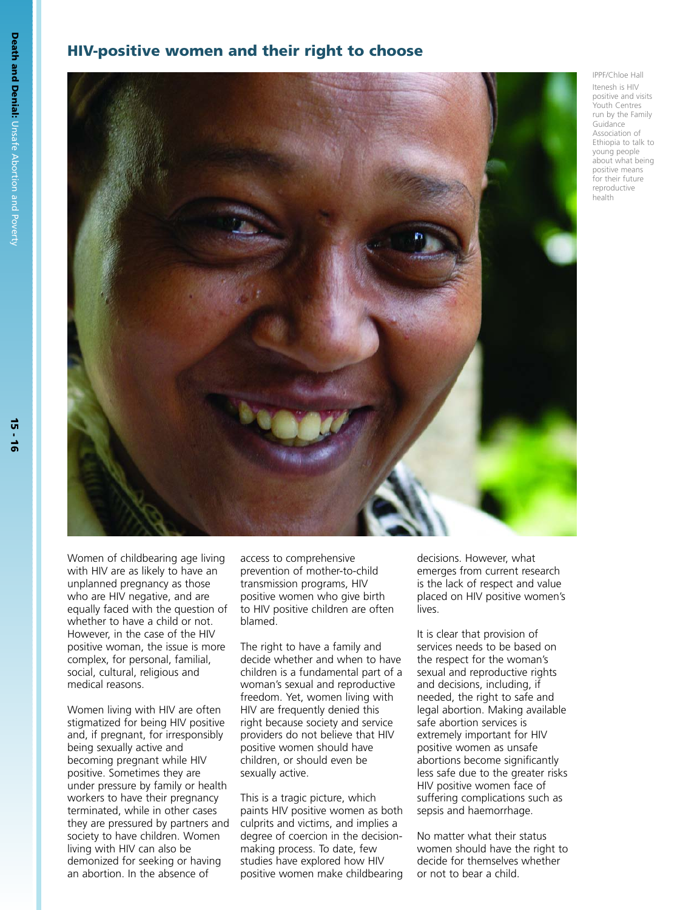## HIV-positive women and their right to choose

IPPF/Chloe Hall

Itenesh is HIV positive and visits Youth Centres run by the Family Guidance Association of Ethiopia to talk to young people about what being positive means for their future reproductive health

Women of childbearing age living with HIV are as likely to have an unplanned pregnancy as those who are HIV negative, and are equally faced with the question of whether to have a child or not. However, in the case of the HIV positive woman, the issue is more complex, for personal, familial, social, cultural, religious and medical reasons.

Women living with HIV are often stigmatized for being HIV positive and, if pregnant, for irresponsibly being sexually active and becoming pregnant while HIV positive. Sometimes they are under pressure by family or health workers to have their pregnancy terminated, while in other cases they are pressured by partners and society to have children. Women living with HIV can also be demonized for seeking or having an abortion. In the absence of access to comprehensive prevention of mother-to-child transmission programs, HIV positive women who give birth to HIV positive children are often blamed.

The right to have a family and decide whether and when to have children is a fundamental part of a woman's sexual and reproductive freedom. Yet, women living with HIV are frequently denied this right because society and service providers do not believe that HIV positive women should have children, or should even be sexually active.

This is a tragic picture, which paints HIV positive women as both culprits and victims, and implies a degree of coercion in the decision-making process. To date, few studies have explored how HIV positive women make childbearing decisions. However, what emerges from current research is the lack of respect and value placed on HIV positive women's lives.

It is clear that provision of services needs to be based on the respect for the woman's sexual and reproductive rights and decisions, including, if needed, the right to safe and legal abortion. Making available safe abortion services is extremely important for HIV positive women as unsafe abortions become significantly less safe due to the greater risks HIV positive women face of suffering complications such as sepsis and haemorrhage.

No matter what their status women should have the right to decide for themselves whether or not to bear a child.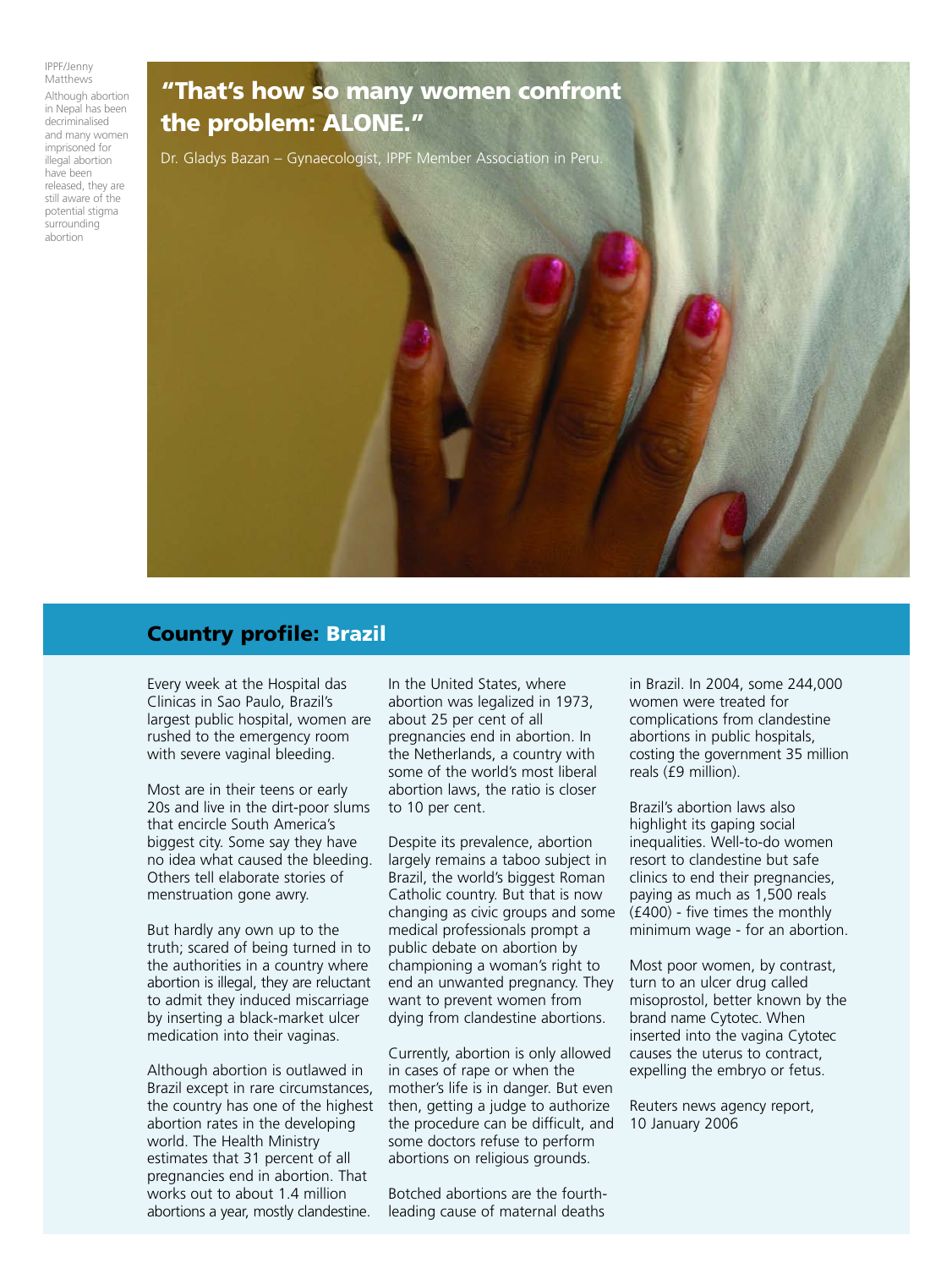IPPF/Jenny Matthews

Although abortion in Nepal has been decriminalised and many women imprisoned for illegal abortion have been released, they are still aware of the potential stigma surrounding abortion

## "That's how so many women confront the problem: ALONE."

Dr. Gladys Bazan – Gynaecologist, IPPF Member Association in Peru.

## Country profile: Brazil

Every week at the Hospital das Clinicas in Sao Paulo, Brazil's largest public hospital, women are rushed to the emergency room with severe vaginal bleeding.

Most are in their teens or early 20s and live in the dirt-poor slums that encircle South America's biggest city. Some say they have no idea what caused the bleeding. Others tell elaborate stories of menstruation gone awry.

But hardly any own up to the truth; scared of being turned in to the authorities in a country where abortion is illegal, they are reluctant to admit they induced miscarriage by inserting a black-market ulcer medication into their vaginas.

Although abortion is outlawed in Brazil except in rare circumstances, the country has one of the highest abortion rates in the developing world. The Health Ministry estimates that 31 percent of all pregnancies end in abortion. That works out to about 1.4 million abortions a year, mostly clandestine.

In the United States, where abortion was legalized in 1973, about 25 per cent of all pregnancies end in abortion. In the Netherlands, a country with some of the world's most liberal abortion laws, the ratio is closer to 10 per cent.

Despite its prevalence, abortion largely remains a taboo subject in Brazil, the world's biggest Roman Catholic country. But that is now changing as civic groups and some medical professionals prompt a public debate on abortion by championing a woman's right to end an unwanted pregnancy. They want to prevent women from dying from clandestine abortions.

Currently, abortion is only allowed in cases of rape or when the mother's life is in danger. But even then, getting a judge to authorize the procedure can be difficult, and some doctors refuse to perform abortions on religious grounds.

Botched abortions are the fourth-leading cause of maternal deaths in Brazil. In 2004, some 244,000 women were treated for complications from clandestine abortions in public hospitals, costing the government 35 million reals (£9 million).

Brazil's abortion laws also highlight its gaping social inequalities. Well-to-do women resort to clandestine but safe clinics to end their pregnancies, paying as much as 1,500 reals (£400) - five times the monthly minimum wage - for an abortion.

Most poor women, by contrast, turn to an ulcer drug called misoprostol, better known by the brand name Cytotec. When inserted into the vagina Cytotec causes the uterus to contract, expelling the embryo or fetus.

Reuters news agency report, 10 January 2006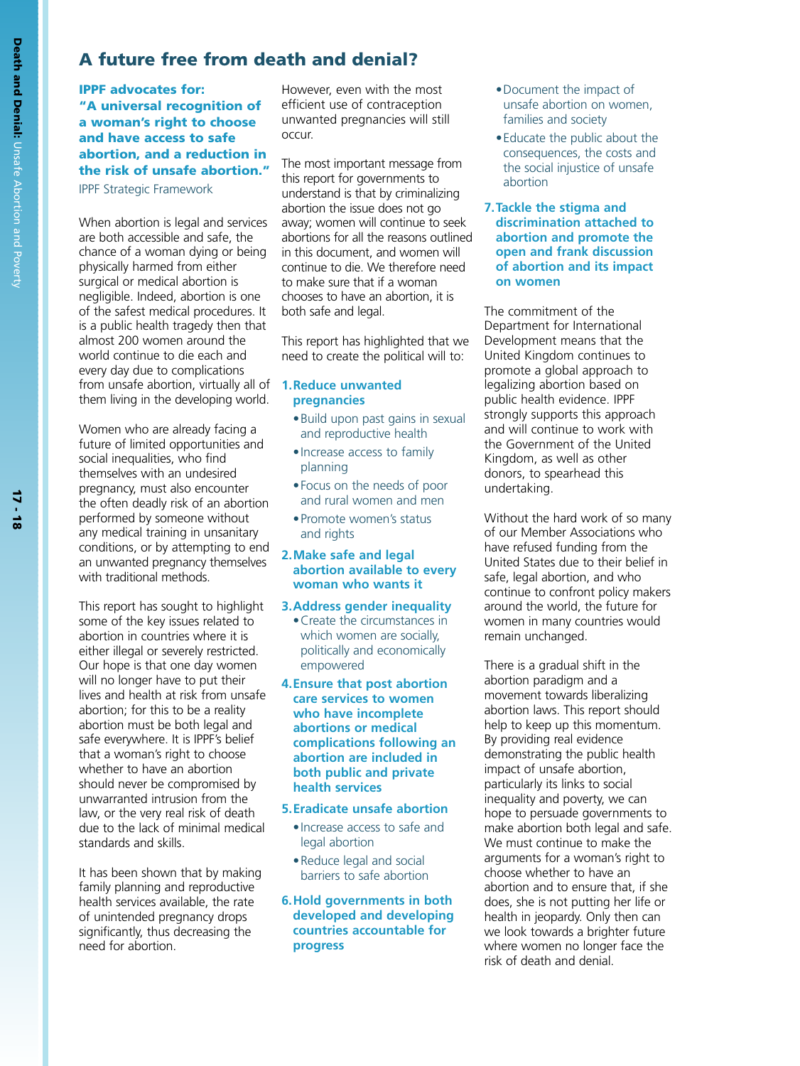# A future free from death and denial?

**IPPF advocates for:**
**"A universal recognition of a woman's right to choose and have access to safe abortion, and a reduction in the risk of unsafe abortion."**
IPPF Strategic Framework

When abortion is legal and services are both accessible and safe, the chance of a woman dying or being physically harmed from either surgical or medical abortion is negligible. Indeed, abortion is one of the safest medical procedures. It is a public health tragedy then that almost 200 women around the world continue to die each and every day due to complications from unsafe abortion, virtually all of them living in the developing world.

Women who are already facing a future of limited opportunities and social inequalities, who find themselves with an undesired pregnancy, must also encounter the often deadly risk of an abortion performed by someone without any medical training in unsanitary conditions, or by attempting to end an unwanted pregnancy themselves with traditional methods.

This report has sought to highlight some of the key issues related to abortion in countries where it is either illegal or severely restricted. Our hope is that one day women will no longer have to put their lives and health at risk from unsafe abortion; for this to be a reality abortion must be both legal and safe everywhere. It is IPPF's belief that a woman's right to choose whether to have an abortion should never be compromised by unwarranted intrusion from the law, or the very real risk of death due to the lack of minimal medical standards and skills.

It has been shown that by making family planning and reproductive health services available, the rate of unintended pregnancy drops significantly, thus decreasing the need for abortion.

However, even with the most efficient use of contraception unwanted pregnancies will still occur.

The most important message from this report for governments to understand is that by criminalizing abortion the issue does not go away; women will continue to seek abortions for all the reasons outlined in this document, and women will continue to die. We therefore need to make sure that if a woman chooses to have an abortion, it is both safe and legal.

This report has highlighted that we need to create the political will to:

1. **Reduce unwanted pregnancies**
   - Build upon past gains in sexual and reproductive health
   - Increase access to family planning
   - Focus on the needs of poor and rural women and men
   - Promote women's status and rights
2. **Make safe and legal abortion available to every woman who wants it**
3. **Address gender inequality**
   - Create the circumstances in which women are socially, politically and economically empowered
4. **Ensure that post abortion care services to women who have incomplete abortions or medical complications following an abortion are included in both public and private health services**
5. **Eradicate unsafe abortion**
   - Increase access to safe and legal abortion
   - Reduce legal and social barriers to safe abortion
6. **Hold governments in both developed and developing countries accountable for progress**
   - Document the impact of unsafe abortion on women, families and society
   - Educate the public about the consequences, the costs and the social injustice of unsafe abortion
7. **Tackle the stigma and discrimination attached to abortion and promote the open and frank discussion of abortion and its impact on women**

The commitment of the Department for International Development means that the United Kingdom continues to promote a global approach to legalizing abortion based on public health evidence. IPPF strongly supports this approach and will continue to work with the Government of the United Kingdom, as well as other donors, to spearhead this undertaking.

Without the hard work of so many of our Member Associations who have refused funding from the United States due to their belief in safe, legal abortion, and who continue to confront policy makers around the world, the future for women in many countries would remain unchanged.

There is a gradual shift in the abortion paradigm and a movement towards liberalizing abortion laws. This report should help to keep up this momentum. By providing real evidence demonstrating the public health impact of unsafe abortion, particularly its links to social inequality and poverty, we can hope to persuade governments to make abortion both legal and safe. We must continue to make the arguments for a woman's right to choose whether to have an abortion and to ensure that, if she does, she is not putting her life or health in jeopardy. Only then can we look towards a brighter future where women no longer face the risk of death and denial.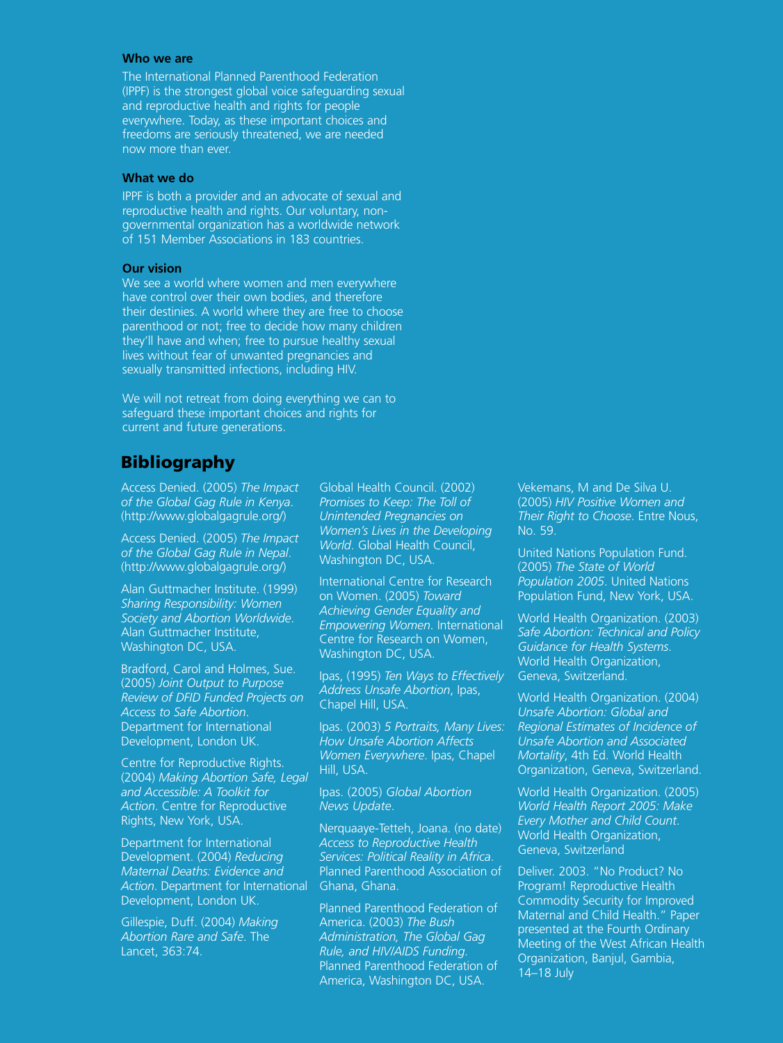**Who we are**

The International Planned Parenthood Federation (IPPF) is the strongest global voice safeguarding sexual and reproductive health and rights for people everywhere. Today, as these important choices and freedoms are seriously threatened, we are needed now more than ever.

**What we do**

IPPF is both a provider and an advocate of sexual and reproductive health and rights. Our voluntary, non-governmental organization has a worldwide network of 151 Member Associations in 183 countries.

**Our vision**

We see a world where women and men everywhere have control over their own bodies, and therefore their destinies. A world where they are free to choose parenthood or not; free to decide how many children they'll have and when; free to pursue healthy sexual lives without fear of unwanted pregnancies and sexually transmitted infections, including HIV.

We will not retreat from doing everything we can to safeguard these important choices and rights for current and future generations.

## Bibliography

Access Denied. (2005) *The Impact of the Global Gag Rule in Kenya*. (http://www.globalgagrule.org/)

Access Denied. (2005) *The Impact of the Global Gag Rule in Nepal*. (http://www.globalgagrule.org/)

Alan Guttmacher Institute. (1999) *Sharing Responsibility: Women Society and Abortion Worldwide*. Alan Guttmacher Institute, Washington DC, USA.

Bradford, Carol and Holmes, Sue. (2005) *Joint Output to Purpose Review of DFID Funded Projects on Access to Safe Abortion*. Department for International Development, London UK.

Centre for Reproductive Rights. (2004) *Making Abortion Safe, Legal and Accessible: A Toolkit for Action*. Centre for Reproductive Rights, New York, USA.

Department for International Development. (2004) *Reducing Maternal Deaths: Evidence and Action*. Department for International Development, London UK.

Gillespie, Duff. (2004) *Making Abortion Rare and Safe*. The Lancet, 363:74.

Global Health Council. (2002) *Promises to Keep: The Toll of Unintended Pregnancies on Women's Lives in the Developing World*. Global Health Council, Washington DC, USA.

International Centre for Research on Women. (2005) *Toward Achieving Gender Equality and Empowering Women*. International Centre for Research on Women, Washington DC, USA.

Ipas, (1995) *Ten Ways to Effectively Address Unsafe Abortion*, Ipas, Chapel Hill, USA.

Ipas. (2003) *5 Portraits, Many Lives: How Unsafe Abortion Affects Women Everywhere*. Ipas, Chapel Hill, USA.

Ipas. (2005) *Global Abortion News Update*.

Nerquaaye-Tetteh, Joana. (no date) *Access to Reproductive Health Services: Political Reality in Africa*. Planned Parenthood Association of Ghana, Ghana.

Planned Parenthood Federation of America. (2003) *The Bush Administration, The Global Gag Rule, and HIV/AIDS Funding*. Planned Parenthood Federation of America, Washington DC, USA.

Vekemans, M and De Silva U. (2005) *HIV Positive Women and Their Right to Choose*. Entre Nous, No. 59.

United Nations Population Fund. (2005) *The State of World Population 2005*. United Nations Population Fund, New York, USA.

World Health Organization. (2003) *Safe Abortion: Technical and Policy Guidance for Health Systems*. World Health Organization, Geneva, Switzerland.

World Health Organization. (2004) *Unsafe Abortion: Global and Regional Estimates of Incidence of Unsafe Abortion and Associated Mortality*, 4th Ed. World Health Organization, Geneva, Switzerland.

World Health Organization. (2005) *World Health Report 2005: Make Every Mother and Child Count*. World Health Organization, Geneva, Switzerland

Deliver. 2003. "No Product? No Program! Reproductive Health Commodity Security for Improved Maternal and Child Health." Paper presented at the Fourth Ordinary Meeting of the West African Health Organization, Banjul, Gambia, 14–18 July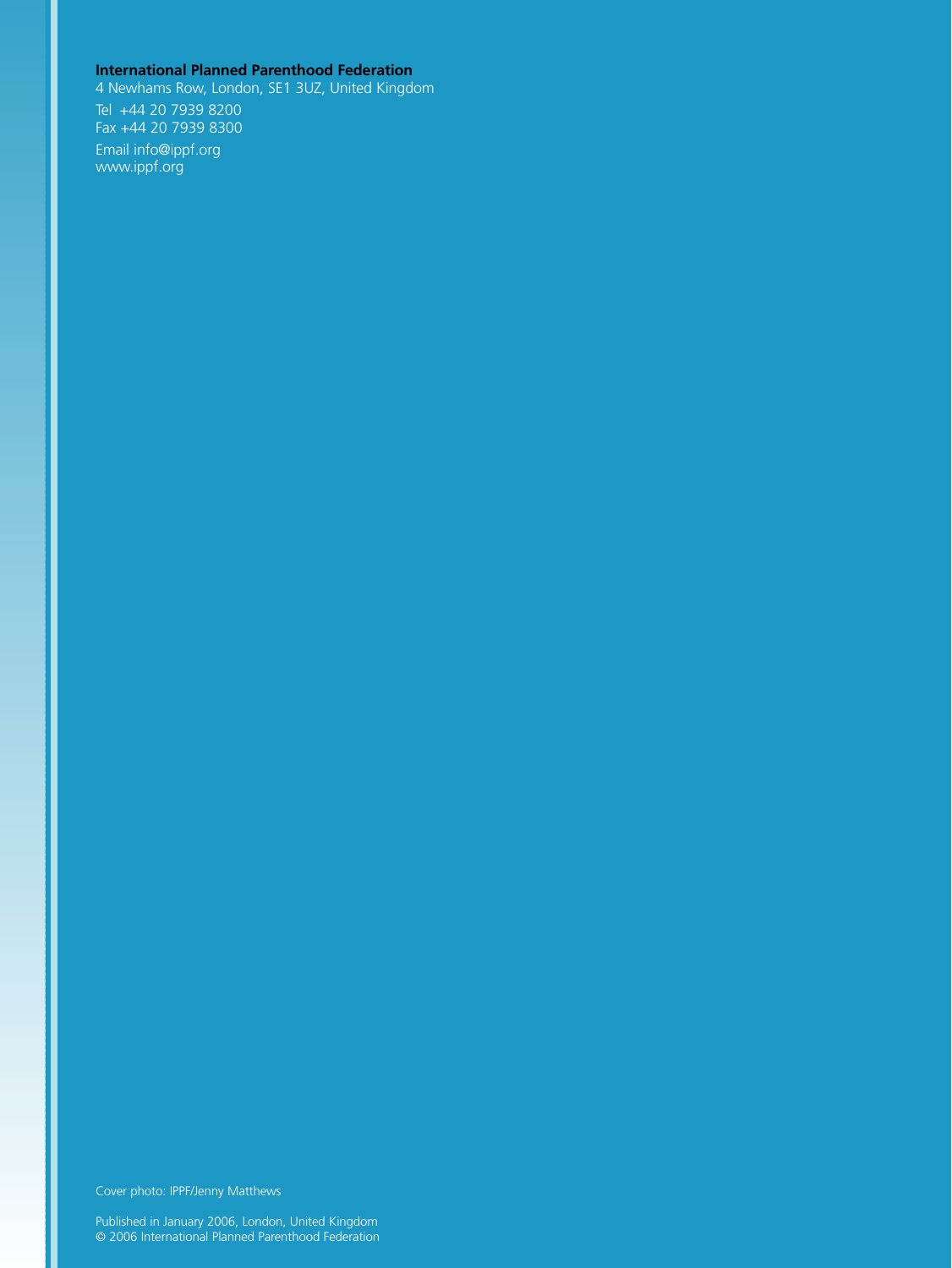**International Planned Parenthood Federation**
4 Newhams Row, London, SE1 3UZ, United Kingdom

Tel +44 20 7939 8200
Fax +44 20 7939 8300

Email info@ippf.org
www.ippf.org

Cover photo: IPPF/Jenny Matthews

Published in January 2006, London, United Kingdom
© 2006 International Planned Parenthood Federation